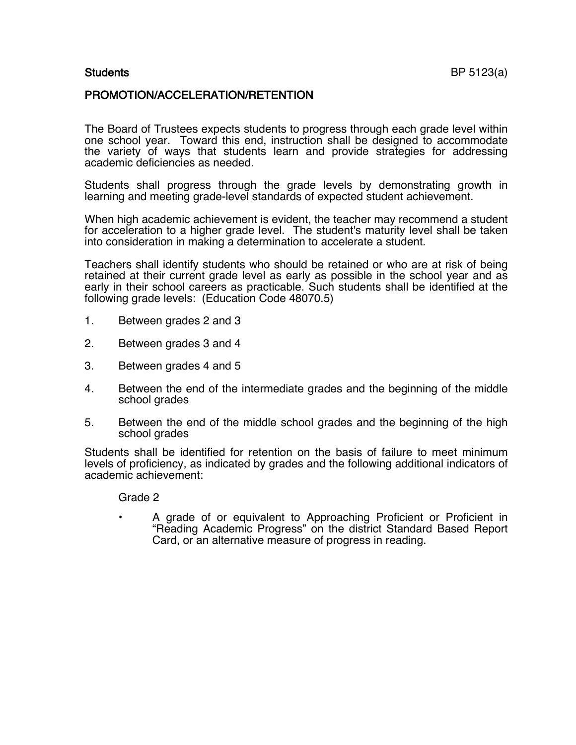**Students** BP 5123(a)

## PROMOTION/ACCELERATION/RETENTION

The Board of Trustees expects students to progress through each grade level within one school year. Toward this end, instruction shall be designed to accommodate the variety of ways that students learn and provide strategies for addressing academic deficiencies as needed.

Students shall progress through the grade levels by demonstrating growth in learning and meeting grade-level standards of expected student achievement.

When high academic achievement is evident, the teacher may recommend a student for acceleration to a higher grade level. The student's maturity level shall be taken into consideration in making a determination to accelerate a student.

Teachers shall identify students who should be retained or who are at risk of being retained at their current grade level as early as possible in the school year and as early in their school careers as practicable. Such students shall be identified at the following grade levels: (Education Code 48070.5)

1. Between grades 2 and 3
2. Between grades 3 and 4
3. Between grades 4 and 5
4. Between the end of the intermediate grades and the beginning of the middle school grades
5. Between the end of the middle school grades and the beginning of the high school grades

Students shall be identified for retention on the basis of failure to meet minimum levels of proficiency, as indicated by grades and the following additional indicators of academic achievement:

Grade 2

- A grade of or equivalent to Approaching Proficient or Proficient in "Reading Academic Progress" on the district Standard Based Report Card, or an alternative measure of progress in reading.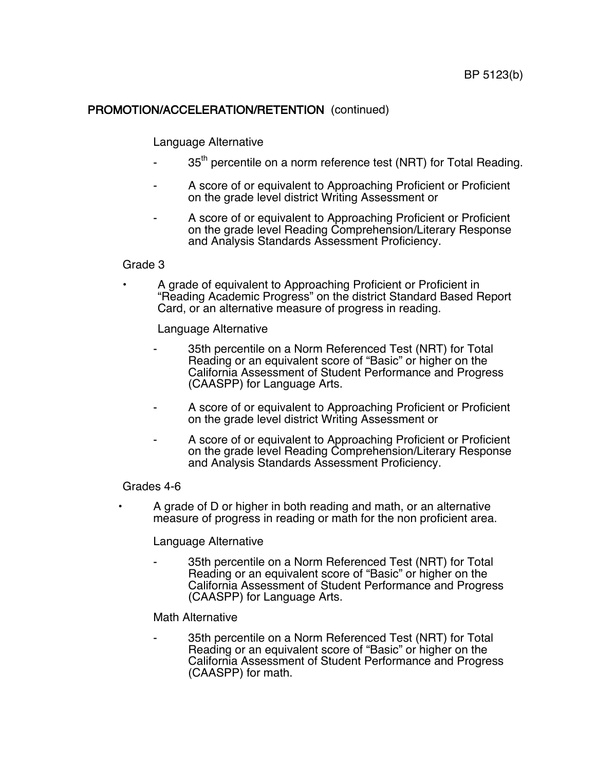## PROMOTION/ACCELERATION/RETENTION (continued)

Language Alternative

- 35th percentile on a norm reference test (NRT) for Total Reading.
- A score of or equivalent to Approaching Proficient or Proficient on the grade level district Writing Assessment or
- A score of or equivalent to Approaching Proficient or Proficient on the grade level Reading Comprehension/Literary Response and Analysis Standards Assessment Proficiency.

Grade 3

- A grade of equivalent to Approaching Proficient or Proficient in "Reading Academic Progress" on the district Standard Based Report Card, or an alternative measure of progress in reading.

  Language Alternative

  - 35th percentile on a Norm Referenced Test (NRT) for Total Reading or an equivalent score of "Basic" or higher on the California Assessment of Student Performance and Progress (CAASPP) for Language Arts.
  - A score of or equivalent to Approaching Proficient or Proficient on the grade level district Writing Assessment or
  - A score of or equivalent to Approaching Proficient or Proficient on the grade level Reading Comprehension/Literary Response and Analysis Standards Assessment Proficiency.

Grades 4-6

- A grade of D or higher in both reading and math, or an alternative measure of progress in reading or math for the non proficient area.

  Language Alternative

  - 35th percentile on a Norm Referenced Test (NRT) for Total Reading or an equivalent score of "Basic" or higher on the California Assessment of Student Performance and Progress (CAASPP) for Language Arts.

  Math Alternative

  - 35th percentile on a Norm Referenced Test (NRT) for Total Reading or an equivalent score of "Basic" or higher on the California Assessment of Student Performance and Progress (CAASPP) for math.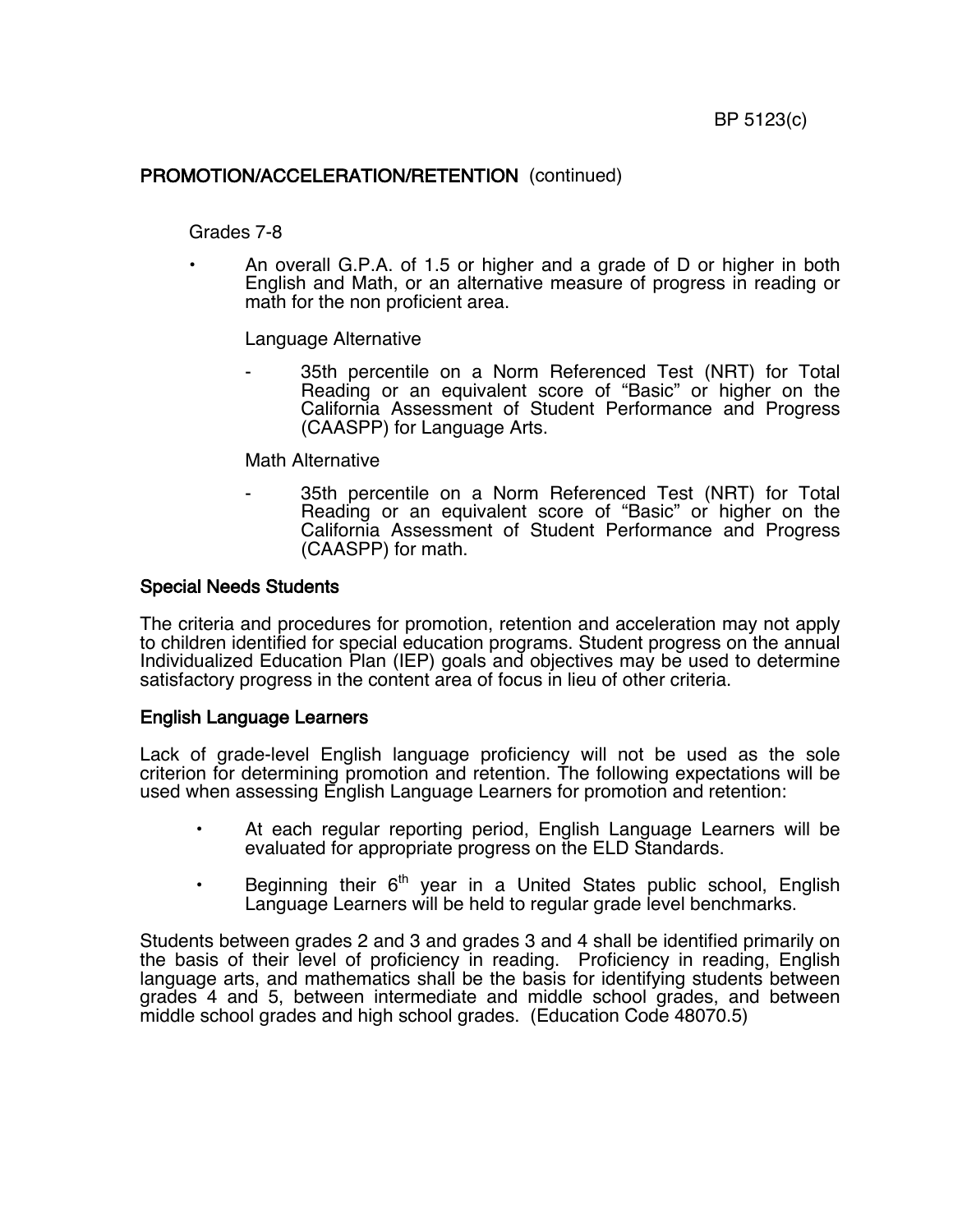## PROMOTION/ACCELERATION/RETENTION (continued)

Grades 7-8

- An overall G.P.A. of 1.5 or higher and a grade of D or higher in both English and Math, or an alternative measure of progress in reading or math for the non proficient area.

  Language Alternative

  - 35th percentile on a Norm Referenced Test (NRT) for Total Reading or an equivalent score of "Basic" or higher on the California Assessment of Student Performance and Progress (CAASPP) for Language Arts.

  Math Alternative

  - 35th percentile on a Norm Referenced Test (NRT) for Total Reading or an equivalent score of "Basic" or higher on the California Assessment of Student Performance and Progress (CAASPP) for math.

### Special Needs Students

The criteria and procedures for promotion, retention and acceleration may not apply to children identified for special education programs. Student progress on the annual Individualized Education Plan (IEP) goals and objectives may be used to determine satisfactory progress in the content area of focus in lieu of other criteria.

### English Language Learners

Lack of grade-level English language proficiency will not be used as the sole criterion for determining promotion and retention. The following expectations will be used when assessing English Language Learners for promotion and retention:

- At each regular reporting period, English Language Learners will be evaluated for appropriate progress on the ELD Standards.
- Beginning their 6th year in a United States public school, English Language Learners will be held to regular grade level benchmarks.

Students between grades 2 and 3 and grades 3 and 4 shall be identified primarily on the basis of their level of proficiency in reading. Proficiency in reading, English language arts, and mathematics shall be the basis for identifying students between grades 4 and 5, between intermediate and middle school grades, and between middle school grades and high school grades. (Education Code 48070.5)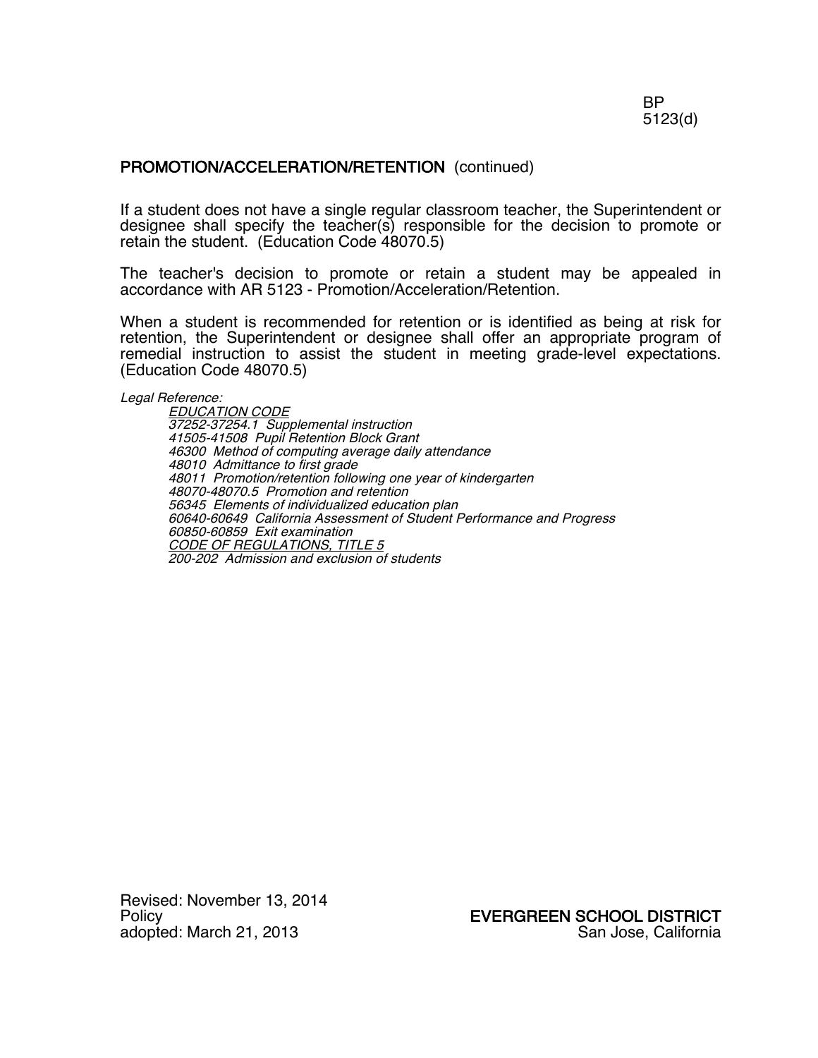## PROMOTION/ACCELERATION/RETENTION (continued)

If a student does not have a single regular classroom teacher, the Superintendent or designee shall specify the teacher(s) responsible for the decision to promote or retain the student. (Education Code 48070.5)

The teacher's decision to promote or retain a student may be appealed in accordance with AR 5123 - Promotion/Acceleration/Retention.

When a student is recommended for retention or is identified as being at risk for retention, the Superintendent or designee shall offer an appropriate program of remedial instruction to assist the student in meeting grade-level expectations. (Education Code 48070.5)

*Legal Reference:*

*EDUCATION CODE*
*37252-37254.1 Supplemental instruction*
*41505-41508 Pupil Retention Block Grant*
*46300 Method of computing average daily attendance*
*48010 Admittance to first grade*
*48011 Promotion/retention following one year of kindergarten*
*48070-48070.5 Promotion and retention*
*56345 Elements of individualized education plan*
*60640-60649 California Assessment of Student Performance and Progress*
*60850-60859 Exit examination*

*CODE OF REGULATIONS, TITLE 5*
*200-202 Admission and exclusion of students*

Revised: November 13, 2014
Policy
adopted: March 21, 2013

**EVERGREEN SCHOOL DISTRICT**
San Jose, California